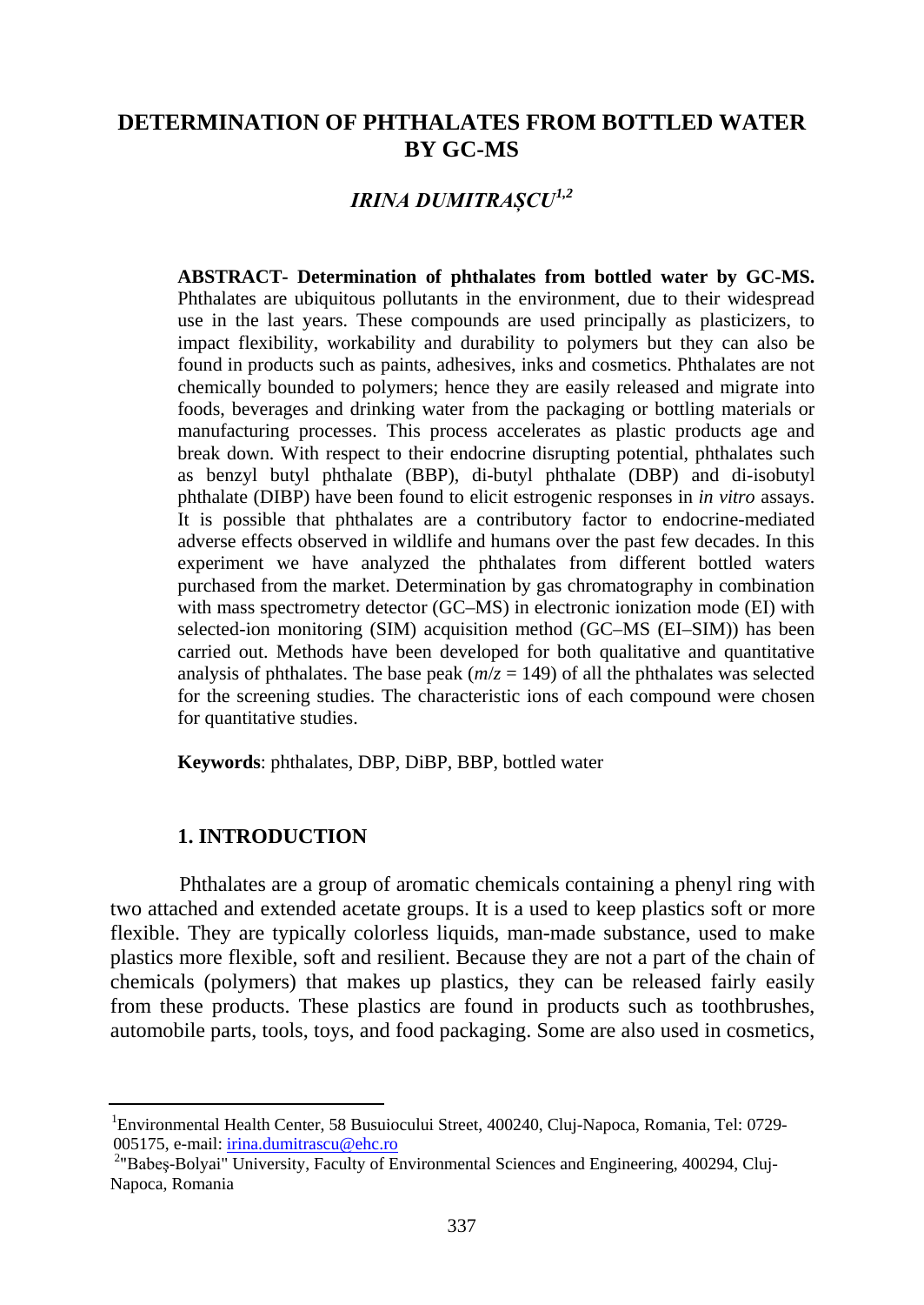# DETERMINATION OF PHTHALATES FROM BOTTLED WATER BY GC-MS

## *IRINA DUMITRAȘCU*[1,2]

**ABSTRACT- Determination of phthalates from bottled water by GC-MS.** Phthalates are ubiquitous pollutants in the environment, due to their widespread use in the last years. These compounds are used principally as plasticizers, to impact flexibility, workability and durability to polymers but they can also be found in products such as paints, adhesives, inks and cosmetics. Phthalates are not chemically bounded to polymers; hence they are easily released and migrate into foods, beverages and drinking water from the packaging or bottling materials or manufacturing processes. This process accelerates as plastic products age and break down. With respect to their endocrine disrupting potential, phthalates such as benzyl butyl phthalate (BBP), di-butyl phthalate (DBP) and di-isobutyl phthalate (DIBP) have been found to elicit estrogenic responses in *in vitro* assays. It is possible that phthalates are a contributory factor to endocrine-mediated adverse effects observed in wildlife and humans over the past few decades. In this experiment we have analyzed the phthalates from different bottled waters purchased from the market. Determination by gas chromatography in combination with mass spectrometry detector (GC–MS) in electronic ionization mode (EI) with selected-ion monitoring (SIM) acquisition method (GC–MS (EI–SIM)) has been carried out. Methods have been developed for both qualitative and quantitative analysis of phthalates. The base peak ($m/z = 149$) of all the phthalates was selected for the screening studies. The characteristic ions of each compound were chosen for quantitative studies.

**Keywords**: phthalates, DBP, DiBP, BBP, bottled water

## 1. INTRODUCTION

Phthalates are a group of aromatic chemicals containing a phenyl ring with two attached and extended acetate groups. It is a used to keep plastics soft or more flexible. They are typically colorless liquids, man-made substance, used to make plastics more flexible, soft and resilient. Because they are not a part of the chain of chemicals (polymers) that makes up plastics, they can be released fairly easily from these products. These plastics are found in products such as toothbrushes, automobile parts, tools, toys, and food packaging. Some are also used in cosmetics,

---

[1]Environmental Health Center, 58 Busuiocului Street, 400240, Cluj-Napoca, Romania, Tel: 0729-005175, e-mail: irina.dumitrascu@ehc.ro

[2]"Babeş-Bolyai" University, Faculty of Environmental Sciences and Engineering, 400294, Cluj-Napoca, Romania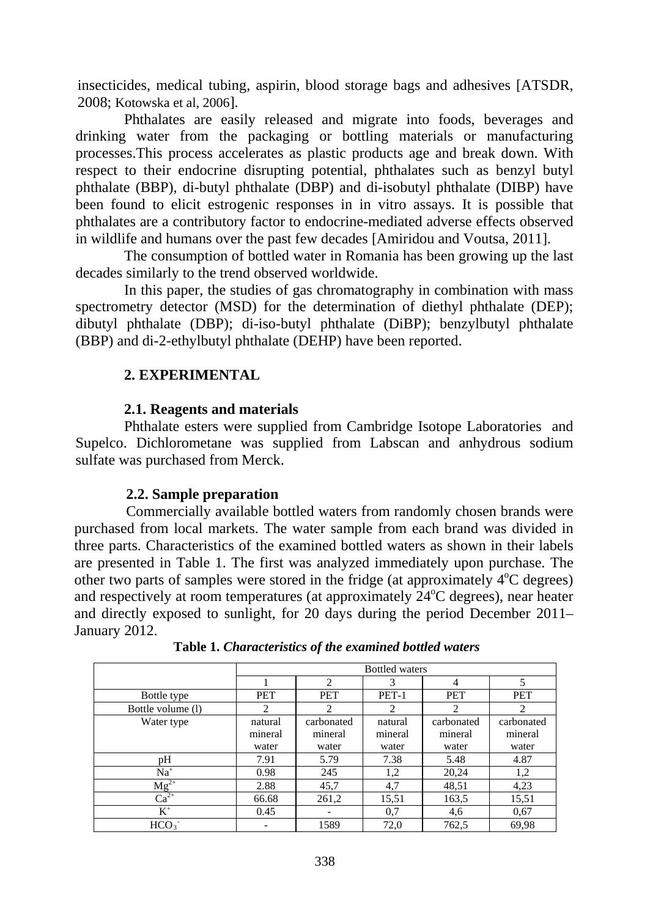insecticides, medical tubing, aspirin, blood storage bags and adhesives [ATSDR, 2008; Kotowska et al, 2006].

Phthalates are easily released and migrate into foods, beverages and drinking water from the packaging or bottling materials or manufacturing processes.This process accelerates as plastic products age and break down. With respect to their endocrine disrupting potential, phthalates such as benzyl butyl phthalate (BBP), di-butyl phthalate (DBP) and di-isobutyl phthalate (DIBP) have been found to elicit estrogenic responses in in vitro assays. It is possible that phthalates are a contributory factor to endocrine-mediated adverse effects observed in wildlife and humans over the past few decades [Amiridou and Voutsa, 2011].

The consumption of bottled water in Romania has been growing up the last decades similarly to the trend observed worldwide.

In this paper, the studies of gas chromatography in combination with mass spectrometry detector (MSD) for the determination of diethyl phthalate (DEP); dibutyl phthalate (DBP); di-iso-butyl phthalate (DiBP); benzylbutyl phthalate (BBP) and di-2-ethylbutyl phthalate (DEHP) have been reported.

## 2. EXPERIMENTAL

### 2.1. Reagents and materials

Phthalate esters were supplied from Cambridge Isotope Laboratories and Supelco. Dichlorometane was supplied from Labscan and anhydrous sodium sulfate was purchased from Merck.

### 2.2. Sample preparation

Commercially available bottled waters from randomly chosen brands were purchased from local markets. The water sample from each brand was divided in three parts. Characteristics of the examined bottled waters as shown in their labels are presented in Table 1. The first was analyzed immediately upon purchase. The other two parts of samples were stored in the fridge (at approximately 4$^{o}$C degrees) and respectively at room temperatures (at approximately 24$^{o}$C degrees), near heater and directly exposed to sunlight, for 20 days during the period December 2011–January 2012.

**Table 1.** ***Characteristics of the examined bottled waters***

| | Bottled waters | | | | |
|---|---|---|---|---|---|
| | 1 | 2 | 3 | 4 | 5 |
| Bottle type | PET | PET | PET-1 | PET | PET |
| Bottle volume (l) | 2 | 2 | 2 | 2 | 2 |
| Water type | natural mineral water | carbonated mineral water | natural mineral water | carbonated mineral water | carbonated mineral water |
| pH | 7.91 | 5.79 | 7.38 | 5.48 | 4.87 |
| $Na^{+}$ | 0.98 | 245 | 1,2 | 20,24 | 1,2 |
| $Mg^{2+}$ | 2.88 | 45,7 | 4,7 | 48,51 | 4,23 |
| $Ca^{2+}$ | 66.68 | 261,2 | 15,51 | 163,5 | 15,51 |
| $K^{+}$ | 0.45 | - | 0,7 | 4,6 | 0,67 |
| $HCO_3^{-}$ | - | 1589 | 72,0 | 762,5 | 69,98 |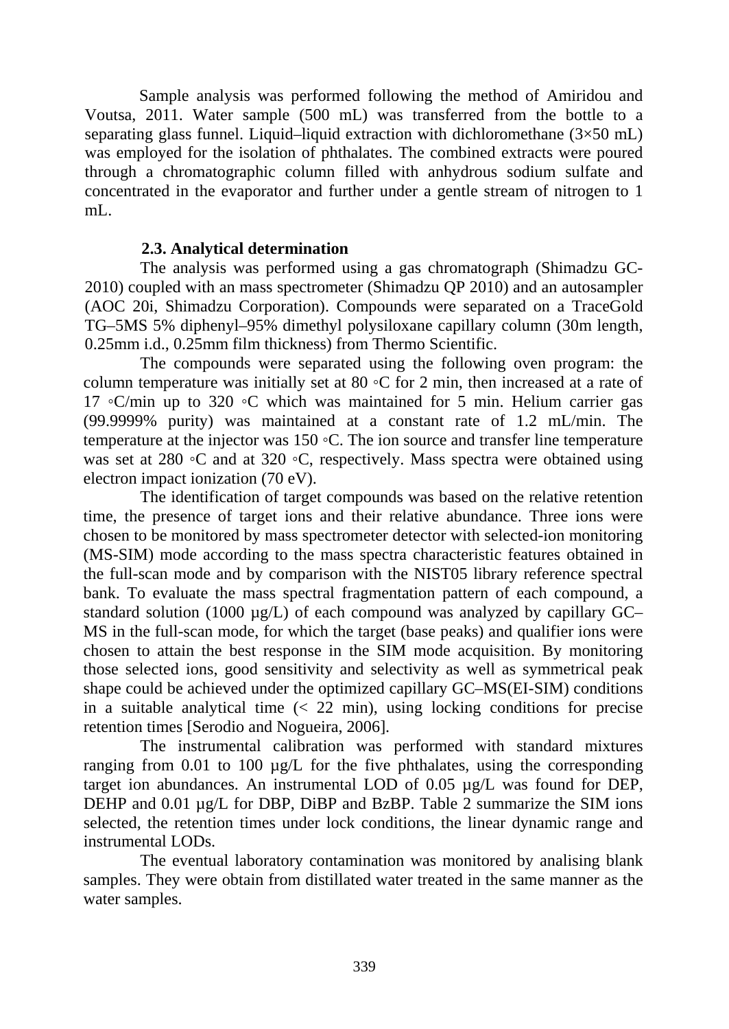Sample analysis was performed following the method of Amiridou and Voutsa, 2011. Water sample (500 mL) was transferred from the bottle to a separating glass funnel. Liquid–liquid extraction with dichloromethane (3×50 mL) was employed for the isolation of phthalates. The combined extracts were poured through a chromatographic column filled with anhydrous sodium sulfate and concentrated in the evaporator and further under a gentle stream of nitrogen to 1 mL.

### 2.3. Analytical determination

The analysis was performed using a gas chromatograph (Shimadzu GC-2010) coupled with an mass spectrometer (Shimadzu QP 2010) and an autosampler (AOC 20i, Shimadzu Corporation). Compounds were separated on a TraceGold TG–5MS 5% diphenyl–95% dimethyl polysiloxane capillary column (30m length, 0.25mm i.d., 0.25mm film thickness) from Thermo Scientific.

The compounds were separated using the following oven program: the column temperature was initially set at 80 ◦C for 2 min, then increased at a rate of 17 ◦C/min up to 320 ◦C which was maintained for 5 min. Helium carrier gas (99.9999% purity) was maintained at a constant rate of 1.2 mL/min. The temperature at the injector was 150 ◦C. The ion source and transfer line temperature was set at 280 ◦C and at 320 ◦C, respectively. Mass spectra were obtained using electron impact ionization (70 eV).

The identification of target compounds was based on the relative retention time, the presence of target ions and their relative abundance. Three ions were chosen to be monitored by mass spectrometer detector with selected-ion monitoring (MS-SIM) mode according to the mass spectra characteristic features obtained in the full-scan mode and by comparison with the NIST05 library reference spectral bank. To evaluate the mass spectral fragmentation pattern of each compound, a standard solution (1000 µg/L) of each compound was analyzed by capillary GC–MS in the full-scan mode, for which the target (base peaks) and qualifier ions were chosen to attain the best response in the SIM mode acquisition. By monitoring those selected ions, good sensitivity and selectivity as well as symmetrical peak shape could be achieved under the optimized capillary GC–MS(EI-SIM) conditions in a suitable analytical time (< 22 min), using locking conditions for precise retention times [Serodio and Nogueira, 2006].

The instrumental calibration was performed with standard mixtures ranging from 0.01 to 100 µg/L for the five phthalates, using the corresponding target ion abundances. An instrumental LOD of 0.05 µg/L was found for DEP, DEHP and 0.01 µg/L for DBP, DiBP and BzBP. Table 2 summarize the SIM ions selected, the retention times under lock conditions, the linear dynamic range and instrumental LODs.

The eventual laboratory contamination was monitored by analising blank samples. They were obtain from distillated water treated in the same manner as the water samples.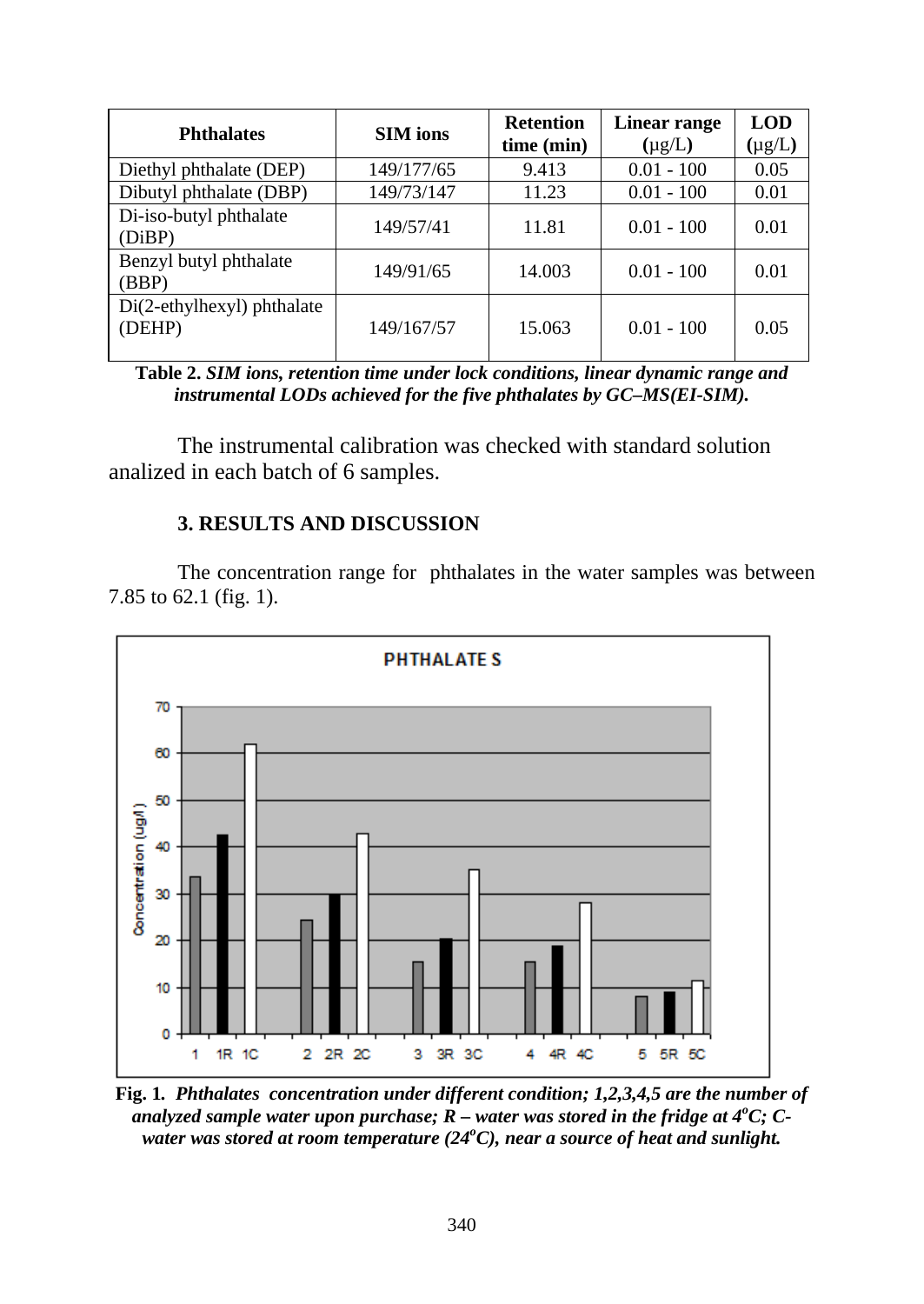| Phthalates | SIM ions | Retention time (min) | Linear range (µg/L) | LOD (µg/L) |
|---|---|---|---|---|
| Diethyl phthalate (DEP) | 149/177/65 | 9.413 | 0.01 - 100 | 0.05 |
| Dibutyl phthalate (DBP) | 149/73/147 | 11.23 | 0.01 - 100 | 0.01 |
| Di-iso-butyl phthalate (DiBP) | 149/57/41 | 11.81 | 0.01 - 100 | 0.01 |
| Benzyl butyl phthalate (BBP) | 149/91/65 | 14.003 | 0.01 - 100 | 0.01 |
| Di(2-ethylhexyl) phthalate (DEHP) | 149/167/57 | 15.063 | 0.01 - 100 | 0.05 |

**Table 2.** ***SIM ions, retention time under lock conditions, linear dynamic range and instrumental LODs achieved for the five phthalates by GC–MS(EI-SIM).***

The instrumental calibration was checked with standard solution analized in each batch of 6 samples.

## 3. RESULTS AND DISCUSSION

The concentration range for phthalates in the water samples was between 7.85 to 62.1 (fig. 1).

**Fig. 1.** ***Phthalates concentration under different condition; 1,2,3,4,5 are the number of analyzed sample water upon purchase; R – water was stored in the fridge at 4°C; C-water was stored at room temperature (24°C), near a source of heat and sunlight.***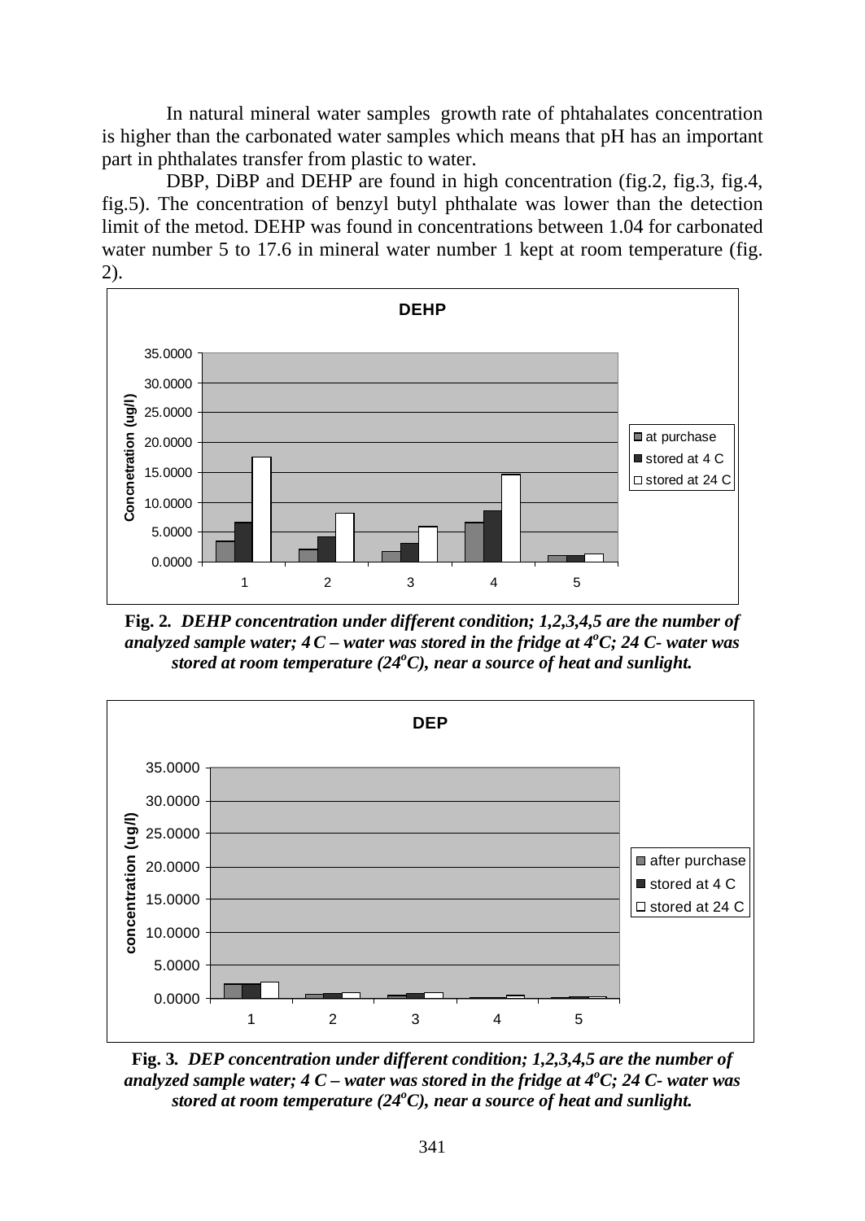In natural mineral water samples growth rate of phtahalates concentration is higher than the carbonated water samples which means that pH has an important part in phthalates transfer from plastic to water.

DBP, DiBP and DEHP are found in high concentration (fig.2, fig.3, fig.4, fig.5). The concentration of benzyl butyl phthalate was lower than the detection limit of the metod. DEHP was found in concentrations between 1.04 for carbonated water number 5 to 17.6 in mineral water number 1 kept at room temperature (fig. 2).

**Fig. 2.** ***DEHP concentration under different condition; 1,2,3,4,5 are the number of analyzed sample water; 4 C – water was stored in the fridge at 4$^{o}$C; 24 C- water was stored at room temperature (24$^{o}$C), near a source of heat and sunlight.***

**Fig. 3.** ***DEP concentration under different condition; 1,2,3,4,5 are the number of analyzed sample water; 4 C – water was stored in the fridge at 4$^{o}$C; 24 C- water was stored at room temperature (24$^{o}$C), near a source of heat and sunlight.***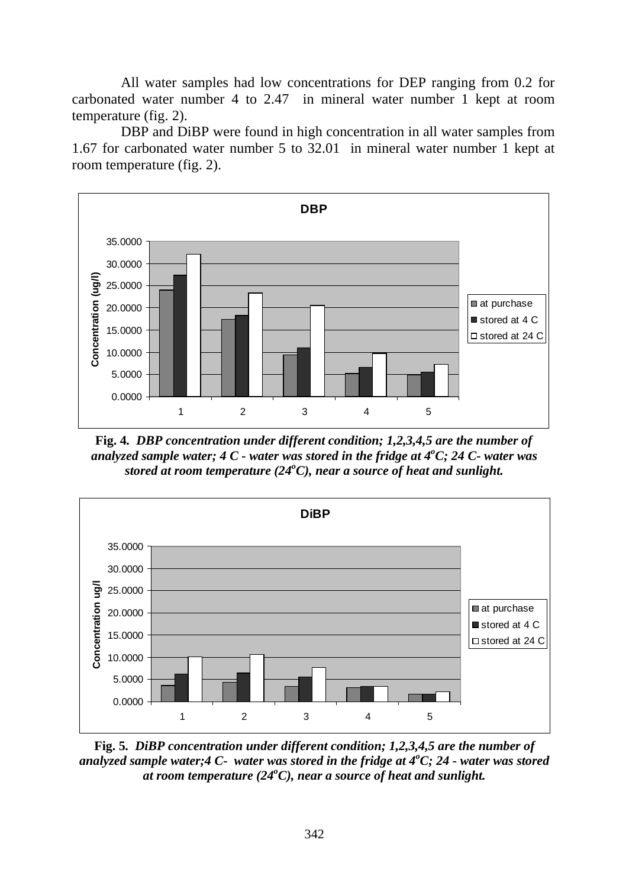All water samples had low concentrations for DEP ranging from 0.2 for carbonated water number 4 to 2.47 in mineral water number 1 kept at room temperature (fig. 2).

DBP and DiBP were found in high concentration in all water samples from 1.67 for carbonated water number 5 to 32.01 in mineral water number 1 kept at room temperature (fig. 2).

**Fig. 4.** ***DBP concentration under different condition; 1,2,3,4,5 are the number of analyzed sample water; 4 C - water was stored in the fridge at 4°C; 24 C- water was stored at room temperature (24°C), near a source of heat and sunlight.***

**Fig. 5.** ***DiBP concentration under different condition; 1,2,3,4,5 are the number of analyzed sample water;4 C- water was stored in the fridge at 4°C; 24 - water was stored at room temperature (24°C), near a source of heat and sunlight.***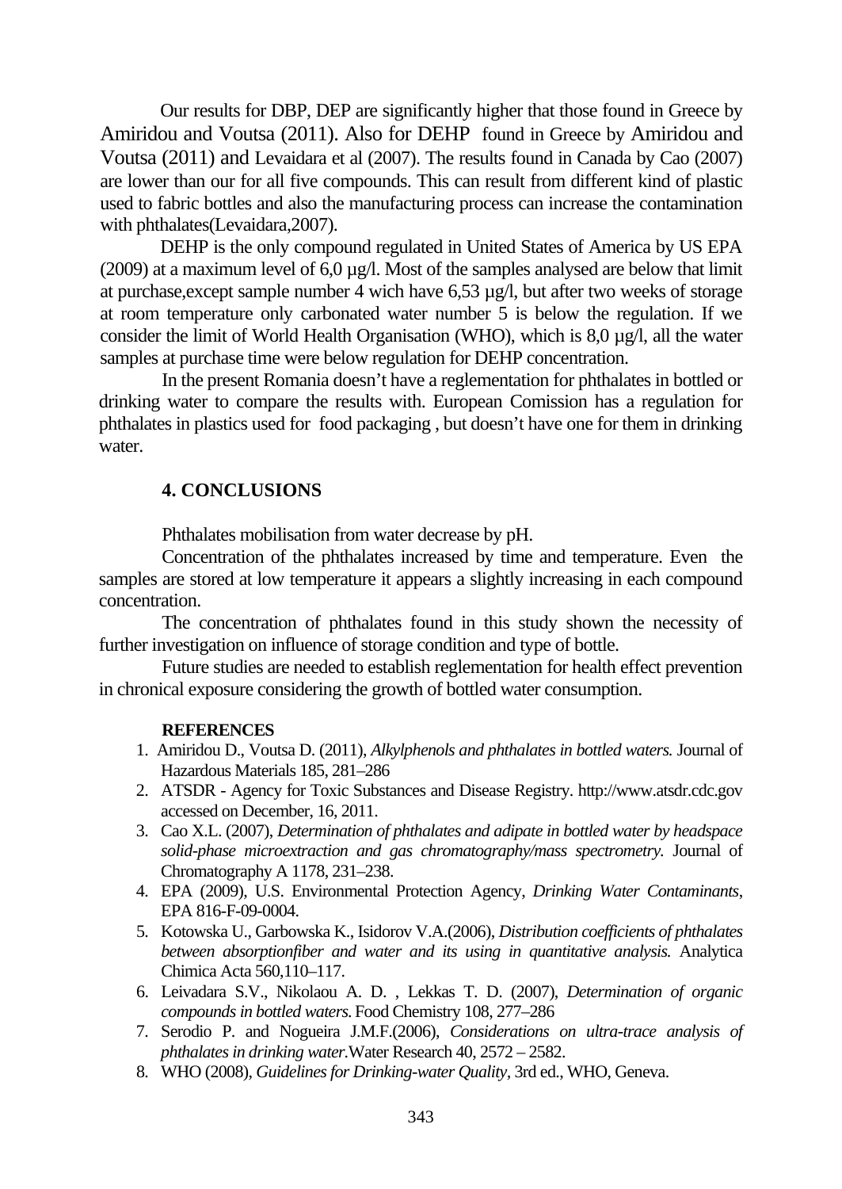Our results for DBP, DEP are significantly higher that those found in Greece by Amiridou and Voutsa (2011). Also for DEHP found in Greece by Amiridou and Voutsa (2011) and Levaidara et al (2007). The results found in Canada by Cao (2007) are lower than our for all five compounds. This can result from different kind of plastic used to fabric bottles and also the manufacturing process can increase the contamination with phthalates(Levaidara,2007).

DEHP is the only compound regulated in United States of America by US EPA (2009) at a maximum level of 6,0 µg/l. Most of the samples analysed are below that limit at purchase,except sample number 4 wich have 6,53 µg/l, but after two weeks of storage at room temperature only carbonated water number 5 is below the regulation. If we consider the limit of World Health Organisation (WHO), which is 8,0 µg/l, all the water samples at purchase time were below regulation for DEHP concentration.

In the present Romania doesn't have a reglementation for phthalates in bottled or drinking water to compare the results with. European Comission has a regulation for phthalates in plastics used for food packaging , but doesn't have one for them in drinking water.

## 4. CONCLUSIONS

Phthalates mobilisation from water decrease by pH.

Concentration of the phthalates increased by time and temperature. Even the samples are stored at low temperature it appears a slightly increasing in each compound concentration.

The concentration of phthalates found in this study shown the necessity of further investigation on influence of storage condition and type of bottle.

Future studies are needed to establish reglementation for health effect prevention in chronical exposure considering the growth of bottled water consumption.

### REFERENCES

1. Amiridou D., Voutsa D. (2011), *Alkylphenols and phthalates in bottled waters.* Journal of Hazardous Materials 185, 281–286
2. ATSDR - Agency for Toxic Substances and Disease Registry. http://www.atsdr.cdc.gov accessed on December, 16, 2011.
3. Cao X.L. (2007), *Determination of phthalates and adipate in bottled water by headspace solid-phase microextraction and gas chromatography/mass spectrometry.* Journal of Chromatography A 1178, 231–238.
4. EPA (2009), U.S. Environmental Protection Agency, *Drinking Water Contaminants*, EPA 816-F-09-0004.
5. Kotowska U., Garbowska K., Isidorov V.A.(2006), *Distribution coefficients of phthalates between absorptionfiber and water and its using in quantitative analysis.* Analytica Chimica Acta 560,110–117.
6. Leivadara S.V., Nikolaou A. D. , Lekkas T. D. (2007), *Determination of organic compounds in bottled waters.* Food Chemistry 108, 277–286
7. Serodio P. and Nogueira J.M.F.(2006), *Considerations on ultra-trace analysis of phthalates in drinking water.*Water Research 40, 2572 – 2582.
8. WHO (2008), *Guidelines for Drinking-water Quality*, 3rd ed., WHO, Geneva.